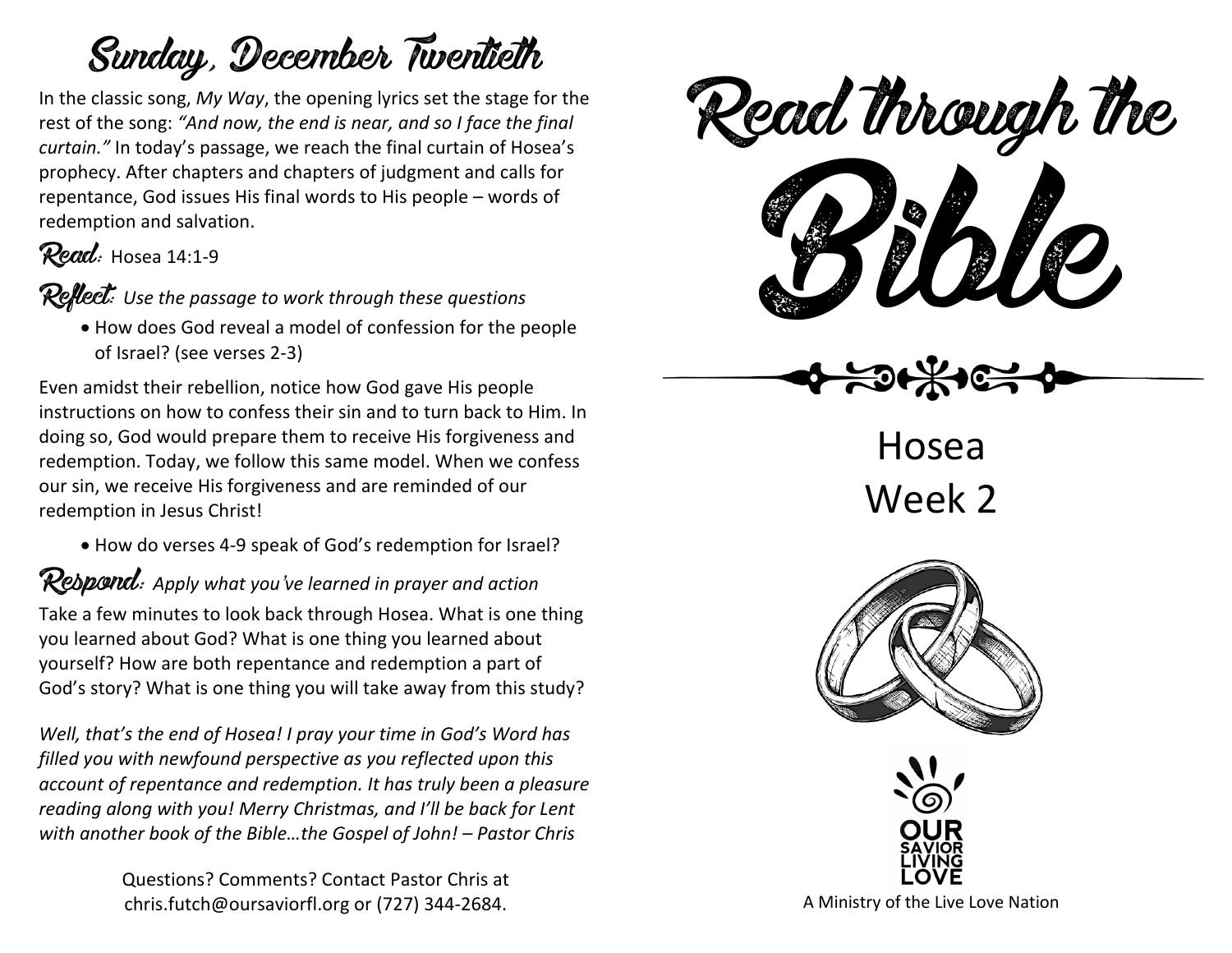# Sunday, December Twentieth

In the classic song, *My Way*, the opening lyrics set the stage for the rest of the song: *"And now, the end is near, and so I face the final curtain."* In today's passage, we reach the final curtain of Hosea's prophecy. After chapters and chapters of judgment and calls for repentance, God issues His final words to His people – words of redemption and salvation.

**Read:** Hosea 14:1-9

**Reflect:** *Use the passage to work through these questions*

- How does God reveal a model of confession for the people of Israel? (see verses 2-3)

Even amidst their rebellion, notice how God gave His people instructions on how to confess their sin and to turn back to Him. In doing so, God would prepare them to receive His forgiveness and redemption. Today, we follow this same model. When we confess our sin, we receive His forgiveness and are reminded of our redemption in Jesus Christ!

- How do verses 4-9 speak of God's redemption for Israel?

**Respond:** *Apply what you've learned in prayer and action*

Take a few minutes to look back through Hosea. What is one thing you learned about God? What is one thing you learned about yourself? How are both repentance and redemption a part of God's story? What is one thing you will take away from this study?

*Well, that's the end of Hosea! I pray your time in God's Word has filled you with newfound perspective as you reflected upon this account of repentance and redemption. It has truly been a pleasure reading along with you! Merry Christmas, and I'll be back for Lent with another book of the Bible…the Gospel of John! – Pastor Chris*

Questions? Comments? Contact Pastor Chris at chris.futch@oursaviorfl.org or (727) 344-2684.

# Read through the Bible

## Hosea
## Week 2

OUR SAVIOR LIVING LOVE

A Ministry of the Live Love Nation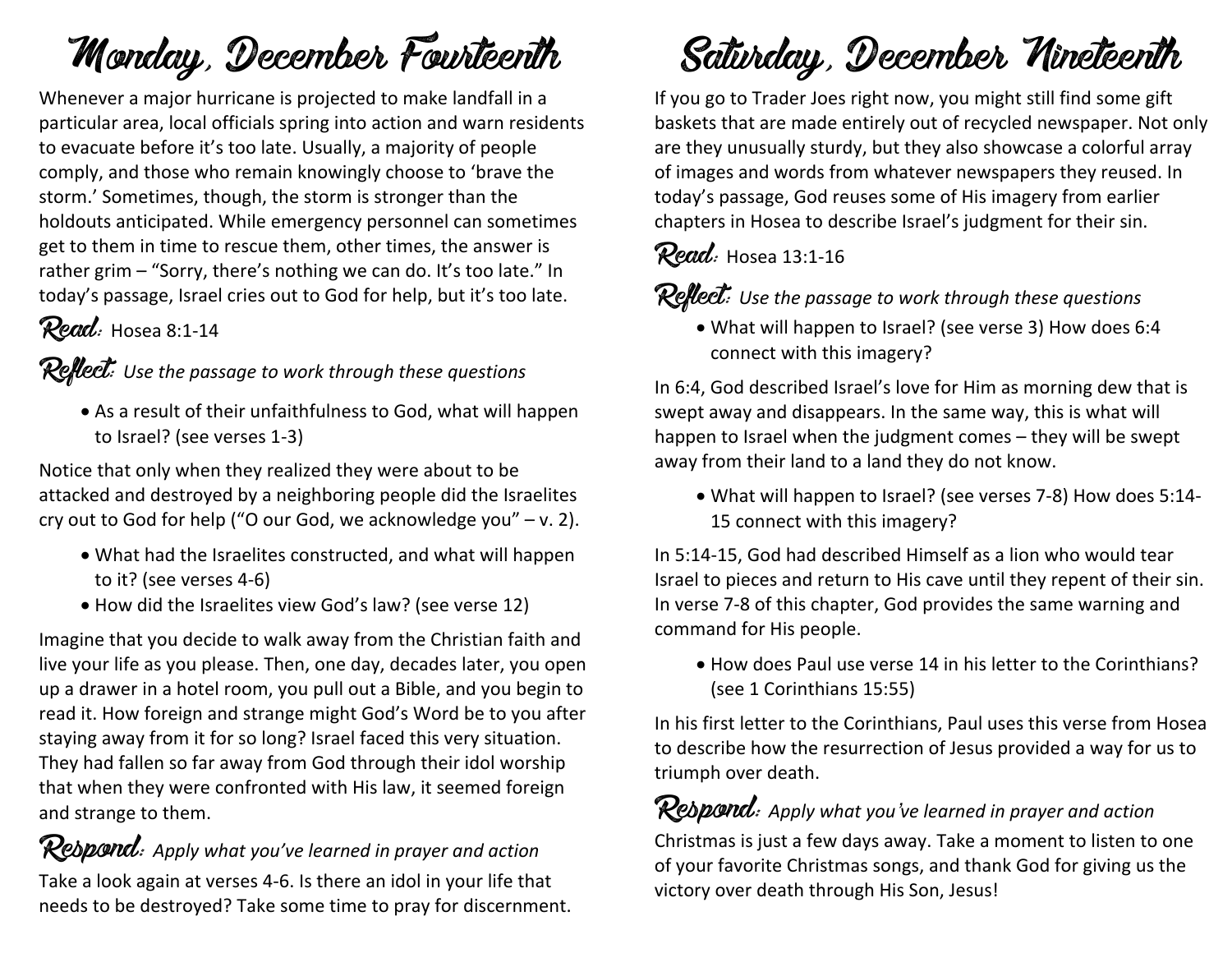# Monday, December Fourteenth

Whenever a major hurricane is projected to make landfall in a particular area, local officials spring into action and warn residents to evacuate before it's too late. Usually, a majority of people comply, and those who remain knowingly choose to 'brave the storm.' Sometimes, though, the storm is stronger than the holdouts anticipated. While emergency personnel can sometimes get to them in time to rescue them, other times, the answer is rather grim – "Sorry, there's nothing we can do. It's too late." In today's passage, Israel cries out to God for help, but it's too late.

**Read:** Hosea 8:1-14

**Reflect:** *Use the passage to work through these questions*

- As a result of their unfaithfulness to God, what will happen to Israel? (see verses 1-3)

Notice that only when they realized they were about to be attacked and destroyed by a neighboring people did the Israelites cry out to God for help ("O our God, we acknowledge you" – v. 2).

- What had the Israelites constructed, and what will happen to it? (see verses 4-6)
- How did the Israelites view God's law? (see verse 12)

Imagine that you decide to walk away from the Christian faith and live your life as you please. Then, one day, decades later, you open up a drawer in a hotel room, you pull out a Bible, and you begin to read it. How foreign and strange might God's Word be to you after staying away from it for so long? Israel faced this very situation. They had fallen so far away from God through their idol worship that when they were confronted with His law, it seemed foreign and strange to them.

**Respond:** *Apply what you've learned in prayer and action*

Take a look again at verses 4-6. Is there an idol in your life that needs to be destroyed? Take some time to pray for discernment.

# Saturday, December Nineteenth

If you go to Trader Joes right now, you might still find some gift baskets that are made entirely out of recycled newspaper. Not only are they unusually sturdy, but they also showcase a colorful array of images and words from whatever newspapers they reused. In today's passage, God reuses some of His imagery from earlier chapters in Hosea to describe Israel's judgment for their sin.

**Read:** Hosea 13:1-16

**Reflect:** *Use the passage to work through these questions*

- What will happen to Israel? (see verse 3) How does 6:4 connect with this imagery?

In 6:4, God described Israel's love for Him as morning dew that is swept away and disappears. In the same way, this is what will happen to Israel when the judgment comes – they will be swept away from their land to a land they do not know.

- What will happen to Israel? (see verses 7-8) How does 5:14-15 connect with this imagery?

In 5:14-15, God had described Himself as a lion who would tear Israel to pieces and return to His cave until they repent of their sin. In verse 7-8 of this chapter, God provides the same warning and command for His people.

- How does Paul use verse 14 in his letter to the Corinthians? (see 1 Corinthians 15:55)

In his first letter to the Corinthians, Paul uses this verse from Hosea to describe how the resurrection of Jesus provided a way for us to triumph over death.

**Respond:** *Apply what you've learned in prayer and action*

Christmas is just a few days away. Take a moment to listen to one of your favorite Christmas songs, and thank God for giving us the victory over death through His Son, Jesus!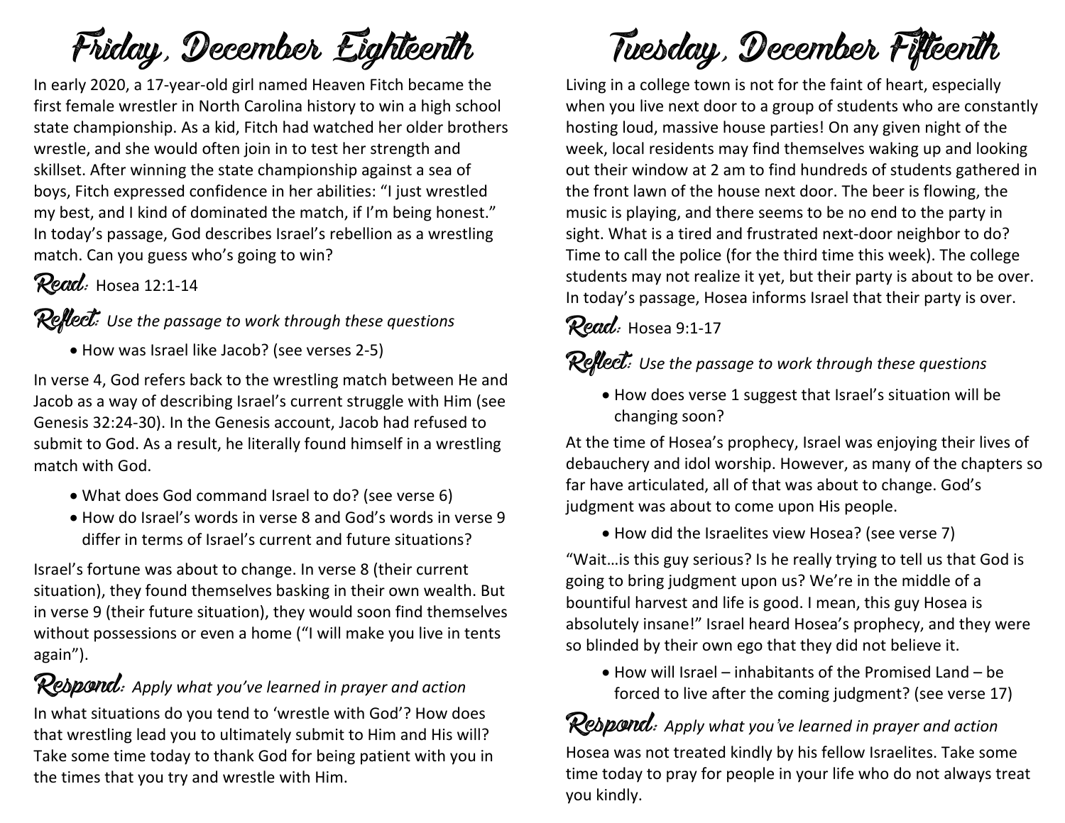# Friday, December Eighteenth

In early 2020, a 17-year-old girl named Heaven Fitch became the first female wrestler in North Carolina history to win a high school state championship. As a kid, Fitch had watched her older brothers wrestle, and she would often join in to test her strength and skillset. After winning the state championship against a sea of boys, Fitch expressed confidence in her abilities: "I just wrestled my best, and I kind of dominated the match, if I'm being honest." In today's passage, God describes Israel's rebellion as a wrestling match. Can you guess who's going to win?

**Read:** Hosea 12:1-14

**Reflect:** *Use the passage to work through these questions*

- How was Israel like Jacob? (see verses 2-5)

In verse 4, God refers back to the wrestling match between He and Jacob as a way of describing Israel's current struggle with Him (see Genesis 32:24-30). In the Genesis account, Jacob had refused to submit to God. As a result, he literally found himself in a wrestling match with God.

- What does God command Israel to do? (see verse 6)
- How do Israel's words in verse 8 and God's words in verse 9 differ in terms of Israel's current and future situations?

Israel's fortune was about to change. In verse 8 (their current situation), they found themselves basking in their own wealth. But in verse 9 (their future situation), they would soon find themselves without possessions or even a home ("I will make you live in tents again").

**Respond:** *Apply what you've learned in prayer and action*

In what situations do you tend to 'wrestle with God'? How does that wrestling lead you to ultimately submit to Him and His will? Take some time today to thank God for being patient with you in the times that you try and wrestle with Him.

# Tuesday, December Fifteenth

Living in a college town is not for the faint of heart, especially when you live next door to a group of students who are constantly hosting loud, massive house parties! On any given night of the week, local residents may find themselves waking up and looking out their window at 2 am to find hundreds of students gathered in the front lawn of the house next door. The beer is flowing, the music is playing, and there seems to be no end to the party in sight. What is a tired and frustrated next-door neighbor to do? Time to call the police (for the third time this week). The college students may not realize it yet, but their party is about to be over. In today's passage, Hosea informs Israel that their party is over.

**Read:** Hosea 9:1-17

**Reflect:** *Use the passage to work through these questions*

- How does verse 1 suggest that Israel's situation will be changing soon?

At the time of Hosea's prophecy, Israel was enjoying their lives of debauchery and idol worship. However, as many of the chapters so far have articulated, all of that was about to change. God's judgment was about to come upon His people.

- How did the Israelites view Hosea? (see verse 7)

"Wait…is this guy serious? Is he really trying to tell us that God is going to bring judgment upon us? We're in the middle of a bountiful harvest and life is good. I mean, this guy Hosea is absolutely insane!" Israel heard Hosea's prophecy, and they were so blinded by their own ego that they did not believe it.

- How will Israel – inhabitants of the Promised Land – be forced to live after the coming judgment? (see verse 17)

**Respond:** *Apply what you've learned in prayer and action*

Hosea was not treated kindly by his fellow Israelites. Take some time today to pray for people in your life who do not always treat you kindly.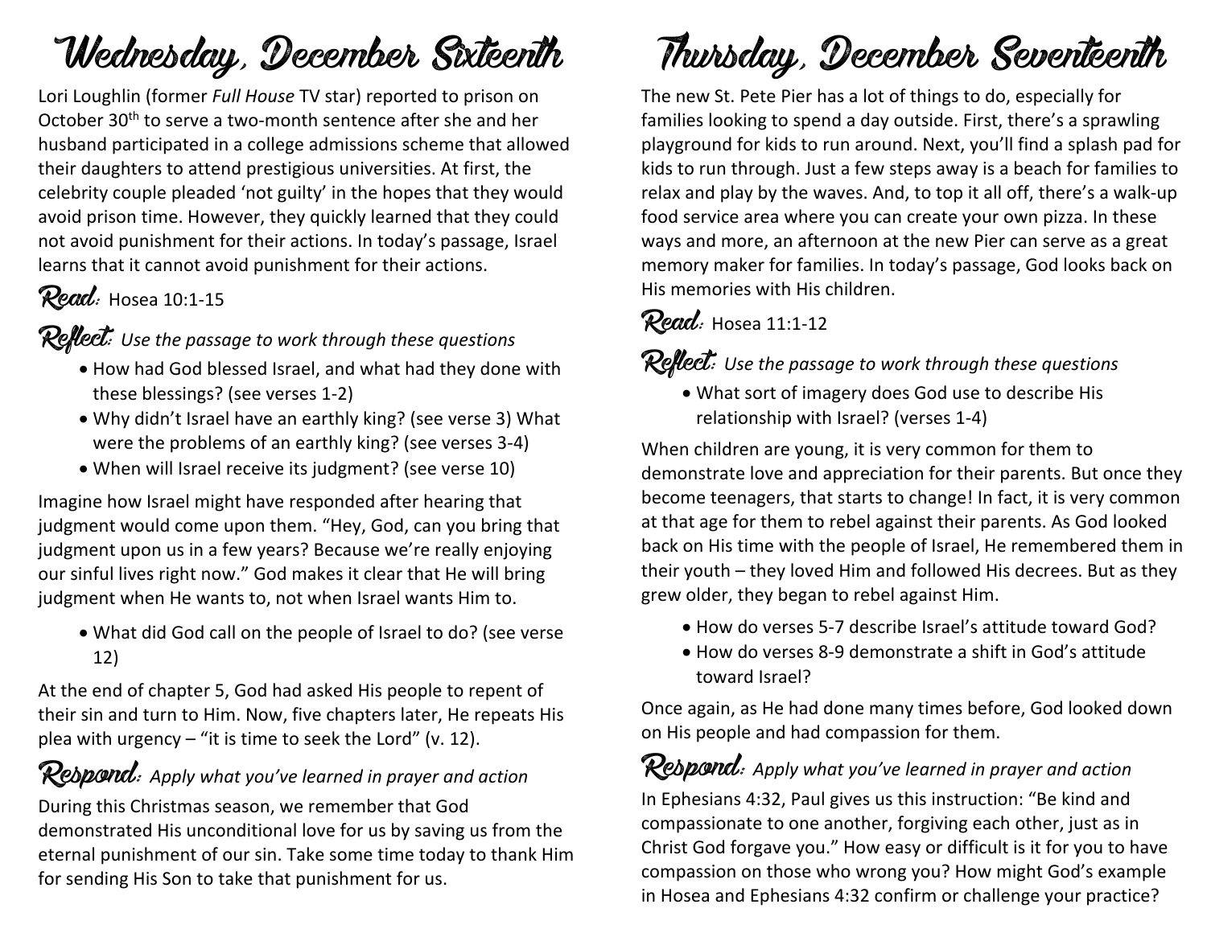# Wednesday, December Sixteenth

Lori Loughlin (former *Full House* TV star) reported to prison on October 30th to serve a two-month sentence after she and her husband participated in a college admissions scheme that allowed their daughters to attend prestigious universities. At first, the celebrity couple pleaded 'not guilty' in the hopes that they would avoid prison time. However, they quickly learned that they could not avoid punishment for their actions. In today's passage, Israel learns that it cannot avoid punishment for their actions.

**Read:** Hosea 10:1-15

**Reflect:** *Use the passage to work through these questions*

- How had God blessed Israel, and what had they done with these blessings? (see verses 1-2)
- Why didn't Israel have an earthly king? (see verse 3) What were the problems of an earthly king? (see verses 3-4)
- When will Israel receive its judgment? (see verse 10)

Imagine how Israel might have responded after hearing that judgment would come upon them. "Hey, God, can you bring that judgment upon us in a few years? Because we're really enjoying our sinful lives right now." God makes it clear that He will bring judgment when He wants to, not when Israel wants Him to.

- What did God call on the people of Israel to do? (see verse 12)

At the end of chapter 5, God had asked His people to repent of their sin and turn to Him. Now, five chapters later, He repeats His plea with urgency – "it is time to seek the Lord" (v. 12).

**Respond:** *Apply what you've learned in prayer and action*

During this Christmas season, we remember that God demonstrated His unconditional love for us by saving us from the eternal punishment of our sin. Take some time today to thank Him for sending His Son to take that punishment for us.

# Thursday, December Seventeenth

The new St. Pete Pier has a lot of things to do, especially for families looking to spend a day outside. First, there's a sprawling playground for kids to run around. Next, you'll find a splash pad for kids to run through. Just a few steps away is a beach for families to relax and play by the waves. And, to top it all off, there's a walk-up food service area where you can create your own pizza. In these ways and more, an afternoon at the new Pier can serve as a great memory maker for families. In today's passage, God looks back on His memories with His children.

**Read:** Hosea 11:1-12

**Reflect:** *Use the passage to work through these questions*

- What sort of imagery does God use to describe His relationship with Israel? (verses 1-4)

When children are young, it is very common for them to demonstrate love and appreciation for their parents. But once they become teenagers, that starts to change! In fact, it is very common at that age for them to rebel against their parents. As God looked back on His time with the people of Israel, He remembered them in their youth – they loved Him and followed His decrees. But as they grew older, they began to rebel against Him.

- How do verses 5-7 describe Israel's attitude toward God?
- How do verses 8-9 demonstrate a shift in God's attitude toward Israel?

Once again, as He had done many times before, God looked down on His people and had compassion for them.

**Respond:** *Apply what you've learned in prayer and action*

In Ephesians 4:32, Paul gives us this instruction: "Be kind and compassionate to one another, forgiving each other, just as in Christ God forgave you." How easy or difficult is it for you to have compassion on those who wrong you? How might God's example in Hosea and Ephesians 4:32 confirm or challenge your practice?